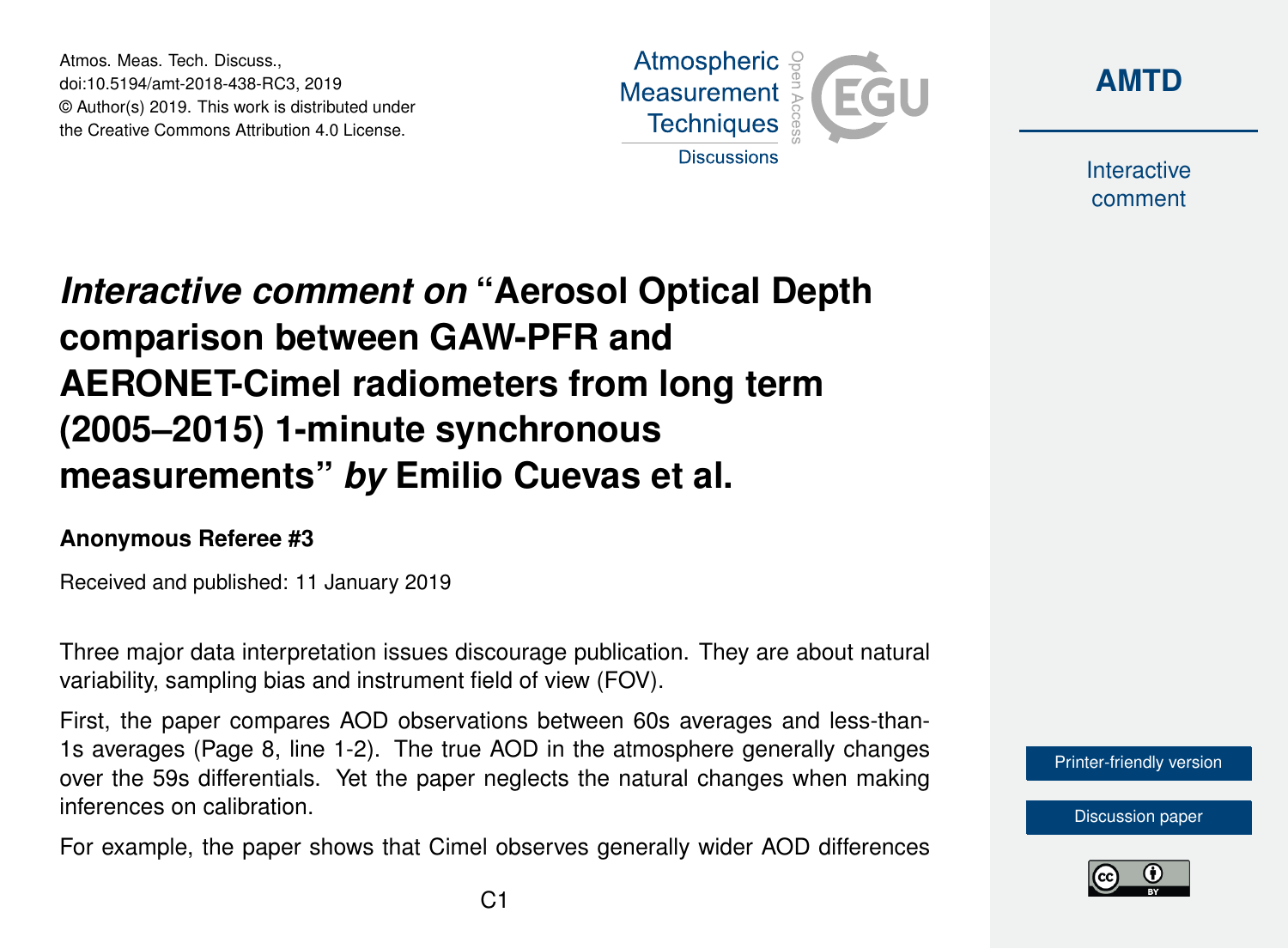# *Interactive comment on* "Aerosol Optical Depth comparison between GAW-PFR and AERONET-Cimel radiometers from long term (2005–2015) 1-minute synchronous measurements" *by* Emilio Cuevas et al.

**Anonymous Referee #3**

Received and published: 11 January 2019

Three major data interpretation issues discourage publication. They are about natural variability, sampling bias and instrument field of view (FOV).

First, the paper compares AOD observations between 60s averages and less-than-1s averages (Page 8, line 1-2). The true AOD in the atmosphere generally changes over the 59s differentials. Yet the paper neglects the natural changes when making inferences on calibration.

For example, the paper shows that Cimel observes generally wider AOD differences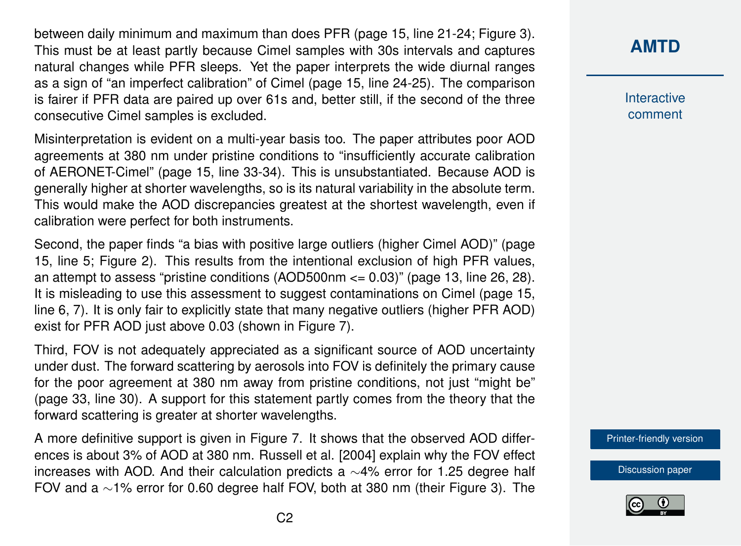between daily minimum and maximum than does PFR (page 15, line 21-24; Figure 3). This must be at least partly because Cimel samples with 30s intervals and captures natural changes while PFR sleeps. Yet the paper interprets the wide diurnal ranges as a sign of "an imperfect calibration" of Cimel (page 15, line 24-25). The comparison is fairer if PFR data are paired up over 61s and, better still, if the second of the three consecutive Cimel samples is excluded.

Misinterpretation is evident on a multi-year basis too. The paper attributes poor AOD agreements at 380 nm under pristine conditions to "insufficiently accurate calibration of AERONET-Cimel" (page 15, line 33-34). This is unsubstantiated. Because AOD is generally higher at shorter wavelengths, so is its natural variability in the absolute term. This would make the AOD discrepancies greatest at the shortest wavelength, even if calibration were perfect for both instruments.

Second, the paper finds "a bias with positive large outliers (higher Cimel AOD)" (page 15, line 5; Figure 2). This results from the intentional exclusion of high PFR values, an attempt to assess "pristine conditions (AOD500nm <= 0.03)" (page 13, line 26, 28). It is misleading to use this assessment to suggest contaminations on Cimel (page 15, line 6, 7). It is only fair to explicitly state that many negative outliers (higher PFR AOD) exist for PFR AOD just above 0.03 (shown in Figure 7).

Third, FOV is not adequately appreciated as a significant source of AOD uncertainty under dust. The forward scattering by aerosols into FOV is definitely the primary cause for the poor agreement at 380 nm away from pristine conditions, not just "might be" (page 33, line 30). A support for this statement partly comes from the theory that the forward scattering is greater at shorter wavelengths.

A more definitive support is given in Figure 7. It shows that the observed AOD differences is about 3% of AOD at 380 nm. Russell et al. [2004] explain why the FOV effect increases with AOD. And their calculation predicts a $\sim$4% error for 1.25 degree half FOV and a $\sim$1% error for 0.60 degree half FOV, both at 380 nm (their Figure 3). The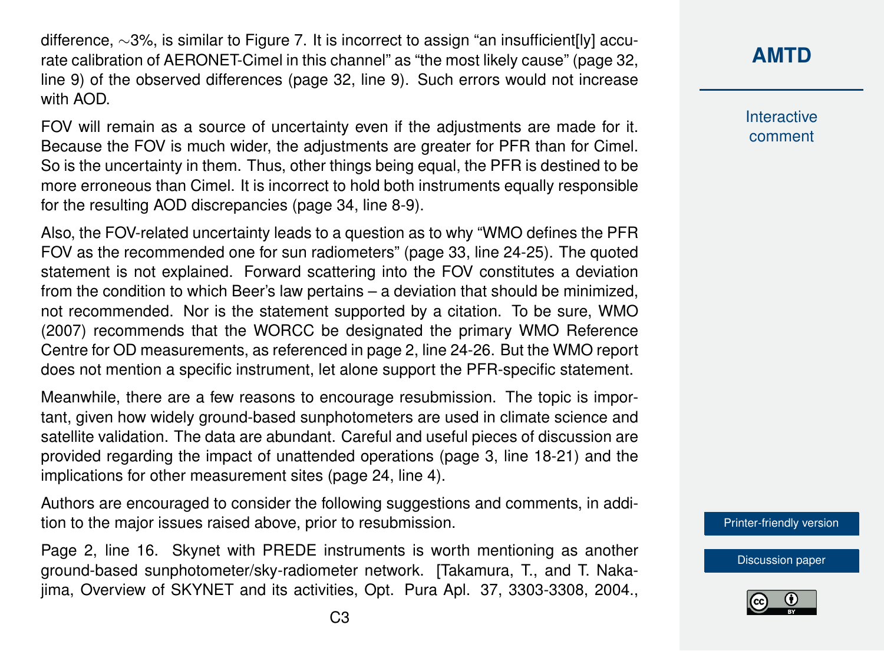difference, ∼3%, is similar to Figure 7. It is incorrect to assign "an insufficient[ly] accurate calibration of AERONET-Cimel in this channel" as "the most likely cause" (page 32, line 9) of the observed differences (page 32, line 9). Such errors would not increase with AOD.

FOV will remain as a source of uncertainty even if the adjustments are made for it. Because the FOV is much wider, the adjustments are greater for PFR than for Cimel. So is the uncertainty in them. Thus, other things being equal, the PFR is destined to be more erroneous than Cimel. It is incorrect to hold both instruments equally responsible for the resulting AOD discrepancies (page 34, line 8-9).

Also, the FOV-related uncertainty leads to a question as to why "WMO defines the PFR FOV as the recommended one for sun radiometers" (page 33, line 24-25). The quoted statement is not explained. Forward scattering into the FOV constitutes a deviation from the condition to which Beer's law pertains – a deviation that should be minimized, not recommended. Nor is the statement supported by a citation. To be sure, WMO (2007) recommends that the WORCC be designated the primary WMO Reference Centre for OD measurements, as referenced in page 2, line 24-26. But the WMO report does not mention a specific instrument, let alone support the PFR-specific statement.

Meanwhile, there are a few reasons to encourage resubmission. The topic is important, given how widely ground-based sunphotometers are used in climate science and satellite validation. The data are abundant. Careful and useful pieces of discussion are provided regarding the impact of unattended operations (page 3, line 18-21) and the implications for other measurement sites (page 24, line 4).

Authors are encouraged to consider the following suggestions and comments, in addition to the major issues raised above, prior to resubmission.

Page 2, line 16. Skynet with PREDE instruments is worth mentioning as another ground-based sunphotometer/sky-radiometer network. [Takamura, T., and T. Nakajima, Overview of SKYNET and its activities, Opt. Pura Apl. 37, 3303-3308, 2004.,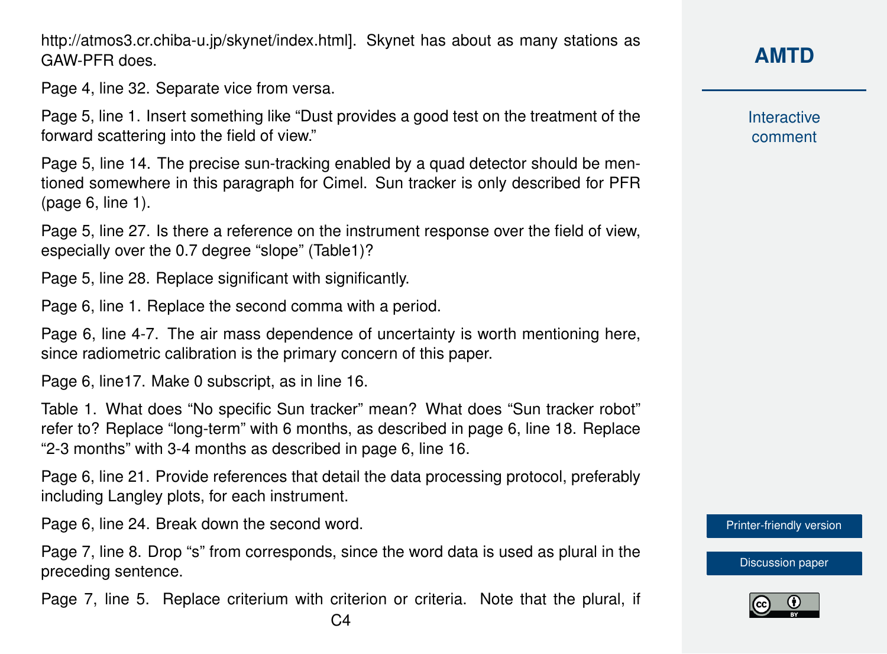http://atmos3.cr.chiba-u.jp/skynet/index.html]. Skynet has about as many stations as GAW-PFR does.

Page 4, line 32. Separate vice from versa.

Page 5, line 1. Insert something like "Dust provides a good test on the treatment of the forward scattering into the field of view."

Page 5, line 14. The precise sun-tracking enabled by a quad detector should be mentioned somewhere in this paragraph for Cimel. Sun tracker is only described for PFR (page 6, line 1).

Page 5, line 27. Is there a reference on the instrument response over the field of view, especially over the 0.7 degree "slope" (Table1)?

Page 5, line 28. Replace significant with significantly.

Page 6, line 1. Replace the second comma with a period.

Page 6, line 4-7. The air mass dependence of uncertainty is worth mentioning here, since radiometric calibration is the primary concern of this paper.

Page 6, line17. Make 0 subscript, as in line 16.

Table 1. What does "No specific Sun tracker" mean? What does "Sun tracker robot" refer to? Replace "long-term" with 6 months, as described in page 6, line 18. Replace "2-3 months" with 3-4 months as described in page 6, line 16.

Page 6, line 21. Provide references that detail the data processing protocol, preferably including Langley plots, for each instrument.

Page 6, line 24. Break down the second word.

Page 7, line 8. Drop "s" from corresponds, since the word data is used as plural in the preceding sentence.

Page 7, line 5. Replace criterium with criterion or criteria. Note that the plural, if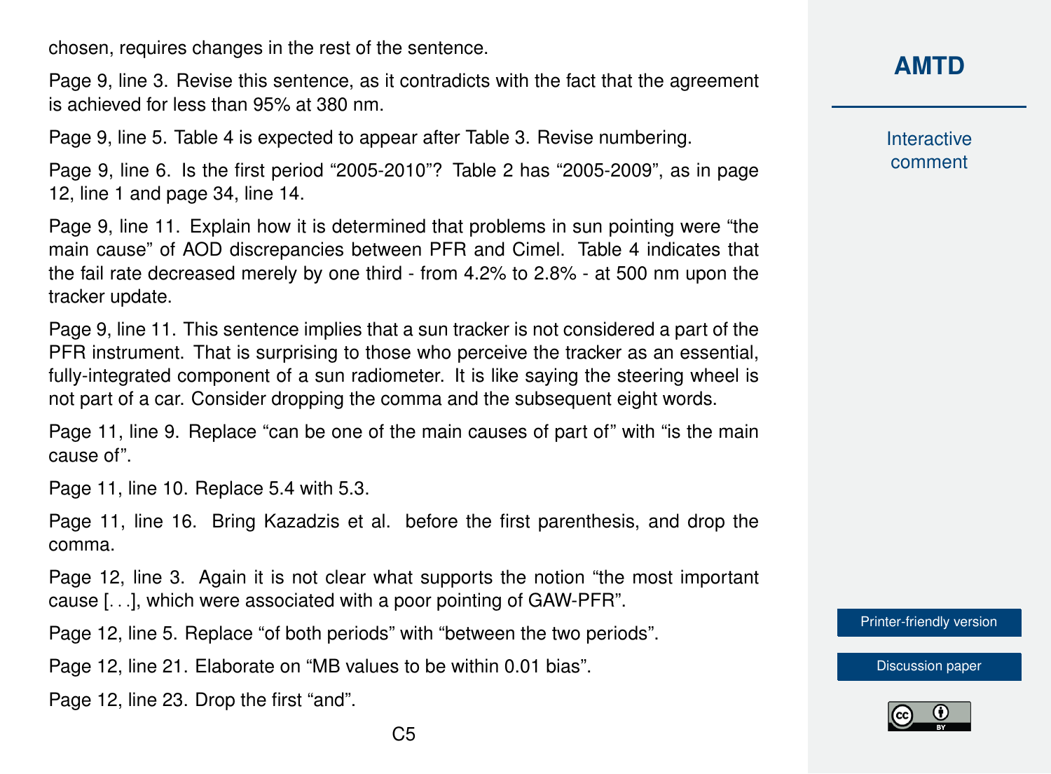chosen, requires changes in the rest of the sentence.

Page 9, line 3. Revise this sentence, as it contradicts with the fact that the agreement is achieved for less than 95% at 380 nm.

Page 9, line 5. Table 4 is expected to appear after Table 3. Revise numbering.

Page 9, line 6. Is the first period "2005-2010"? Table 2 has "2005-2009", as in page 12, line 1 and page 34, line 14.

Page 9, line 11. Explain how it is determined that problems in sun pointing were "the main cause" of AOD discrepancies between PFR and Cimel. Table 4 indicates that the fail rate decreased merely by one third - from 4.2% to 2.8% - at 500 nm upon the tracker update.

Page 9, line 11. This sentence implies that a sun tracker is not considered a part of the PFR instrument. That is surprising to those who perceive the tracker as an essential, fully-integrated component of a sun radiometer. It is like saying the steering wheel is not part of a car. Consider dropping the comma and the subsequent eight words.

Page 11, line 9. Replace "can be one of the main causes of part of" with "is the main cause of".

Page 11, line 10. Replace 5.4 with 5.3.

Page 11, line 16. Bring Kazadzis et al. before the first parenthesis, and drop the comma.

Page 12, line 3. Again it is not clear what supports the notion "the most important cause [...], which were associated with a poor pointing of GAW-PFR".

Page 12, line 5. Replace "of both periods" with "between the two periods".

Page 12, line 21. Elaborate on "MB values to be within 0.01 bias".

Page 12, line 23. Drop the first "and".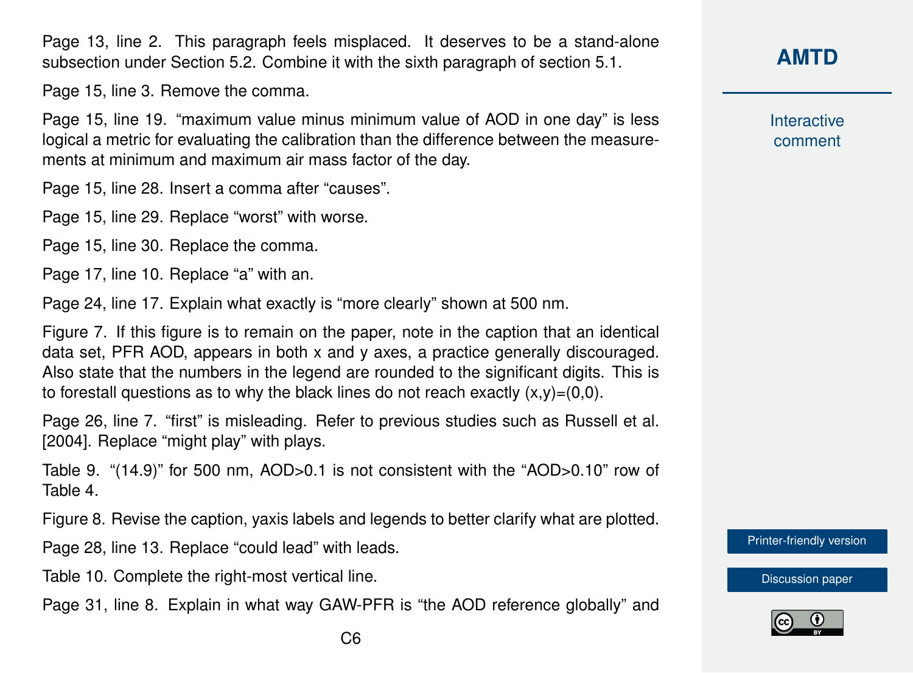Page 13, line 2. This paragraph feels misplaced. It deserves to be a stand-alone subsection under Section 5.2. Combine it with the sixth paragraph of section 5.1.

Page 15, line 3. Remove the comma.

Page 15, line 19. "maximum value minus minimum value of AOD in one day" is less logical a metric for evaluating the calibration than the difference between the measurements at minimum and maximum air mass factor of the day.

Page 15, line 28. Insert a comma after "causes".

Page 15, line 29. Replace "worst" with worse.

Page 15, line 30. Replace the comma.

Page 17, line 10. Replace "a" with an.

Page 24, line 17. Explain what exactly is "more clearly" shown at 500 nm.

Figure 7. If this figure is to remain on the paper, note in the caption that an identical data set, PFR AOD, appears in both x and y axes, a practice generally discouraged. Also state that the numbers in the legend are rounded to the significant digits. This is to forestall questions as to why the black lines do not reach exactly (x,y)=(0,0).

Page 26, line 7. "first" is misleading. Refer to previous studies such as Russell et al. [2004]. Replace "might play" with plays.

Table 9. "(14.9)" for 500 nm, AOD>0.1 is not consistent with the "AOD>0.10" row of Table 4.

Figure 8. Revise the caption, yaxis labels and legends to better clarify what are plotted.

Page 28, line 13. Replace "could lead" with leads.

Table 10. Complete the right-most vertical line.

Page 31, line 8. Explain in what way GAW-PFR is "the AOD reference globally" and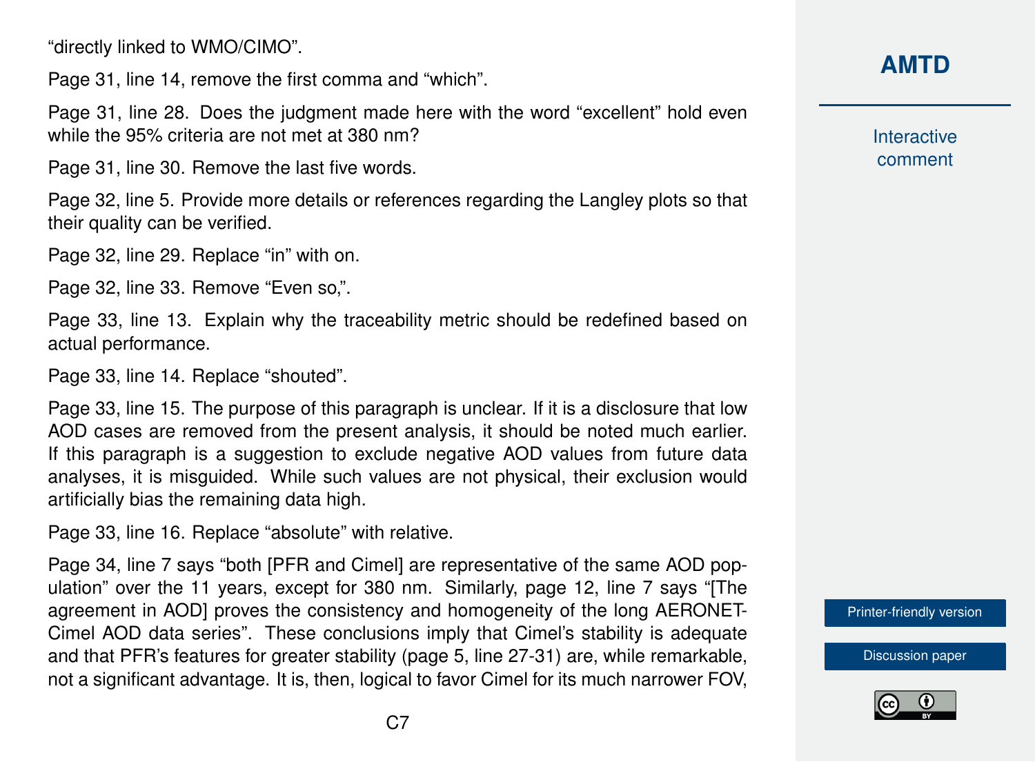"directly linked to WMO/CIMO".

Page 31, line 14, remove the first comma and "which".

Page 31, line 28. Does the judgment made here with the word "excellent" hold even while the 95% criteria are not met at 380 nm?

Page 31, line 30. Remove the last five words.

Page 32, line 5. Provide more details or references regarding the Langley plots so that their quality can be verified.

Page 32, line 29. Replace "in" with on.

Page 32, line 33. Remove "Even so,".

Page 33, line 13. Explain why the traceability metric should be redefined based on actual performance.

Page 33, line 14. Replace "shouted".

Page 33, line 15. The purpose of this paragraph is unclear. If it is a disclosure that low AOD cases are removed from the present analysis, it should be noted much earlier. If this paragraph is a suggestion to exclude negative AOD values from future data analyses, it is misguided. While such values are not physical, their exclusion would artificially bias the remaining data high.

Page 33, line 16. Replace "absolute" with relative.

Page 34, line 7 says "both [PFR and Cimel] are representative of the same AOD population" over the 11 years, except for 380 nm. Similarly, page 12, line 7 says "[The agreement in AOD] proves the consistency and homogeneity of the long AERONET-Cimel AOD data series". These conclusions imply that Cimel's stability is adequate and that PFR's features for greater stability (page 5, line 27-31) are, while remarkable, not a significant advantage. It is, then, logical to favor Cimel for its much narrower FOV,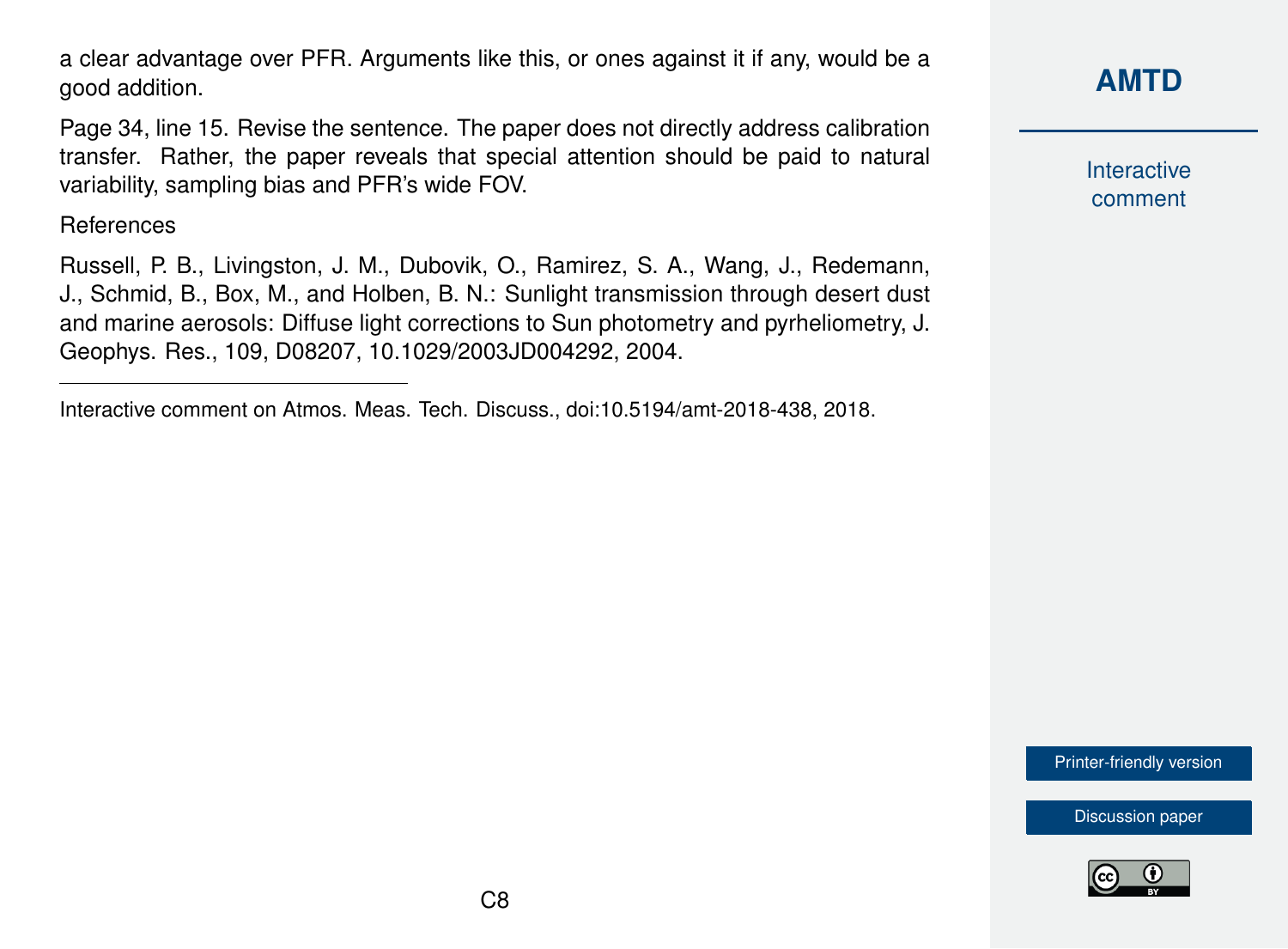a clear advantage over PFR. Arguments like this, or ones against it if any, would be a good addition.

Page 34, line 15. Revise the sentence. The paper does not directly address calibration transfer. Rather, the paper reveals that special attention should be paid to natural variability, sampling bias and PFR's wide FOV.

References

Russell, P. B., Livingston, J. M., Dubovik, O., Ramirez, S. A., Wang, J., Redemann, J., Schmid, B., Box, M., and Holben, B. N.: Sunlight transmission through desert dust and marine aerosols: Diffuse light corrections to Sun photometry and pyrheliometry, J. Geophys. Res., 109, D08207, 10.1029/2003JD004292, 2004.

---

Interactive comment on Atmos. Meas. Tech. Discuss., doi:10.5194/amt-2018-438, 2018.